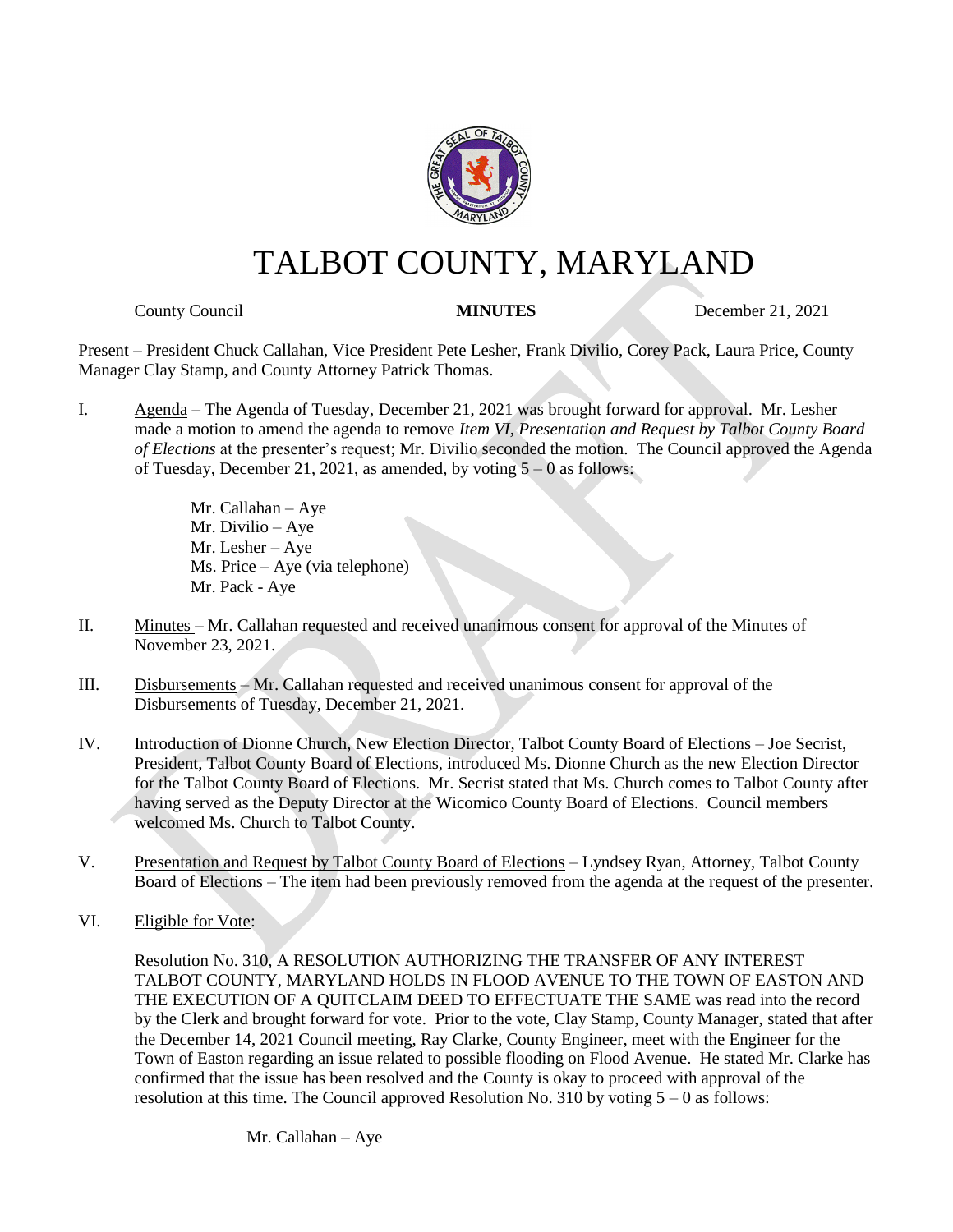# TALBOT COUNTY, MARYLAND

County Council **MINUTES** December 21, 2021

Present – President Chuck Callahan, Vice President Pete Lesher, Frank Divilio, Corey Pack, Laura Price, County Manager Clay Stamp, and County Attorney Patrick Thomas.

I. Agenda – The Agenda of Tuesday, December 21, 2021 was brought forward for approval. Mr. Lesher made a motion to amend the agenda to remove *Item VI, Presentation and Request by Talbot County Board of Elections* at the presenter's request; Mr. Divilio seconded the motion. The Council approved the Agenda of Tuesday, December 21, 2021, as amended, by voting 5 – 0 as follows:

Mr. Callahan – Aye
Mr. Divilio – Aye
Mr. Lesher – Aye
Ms. Price – Aye (via telephone)
Mr. Pack - Aye

II. Minutes – Mr. Callahan requested and received unanimous consent for approval of the Minutes of November 23, 2021.

III. Disbursements – Mr. Callahan requested and received unanimous consent for approval of the Disbursements of Tuesday, December 21, 2021.

IV. Introduction of Dionne Church, New Election Director, Talbot County Board of Elections – Joe Secrist, President, Talbot County Board of Elections, introduced Ms. Dionne Church as the new Election Director for the Talbot County Board of Elections. Mr. Secrist stated that Ms. Church comes to Talbot County after having served as the Deputy Director at the Wicomico County Board of Elections. Council members welcomed Ms. Church to Talbot County.

V. Presentation and Request by Talbot County Board of Elections – Lyndsey Ryan, Attorney, Talbot County Board of Elections – The item had been previously removed from the agenda at the request of the presenter.

VI. Eligible for Vote:

Resolution No. 310, A RESOLUTION AUTHORIZING THE TRANSFER OF ANY INTEREST TALBOT COUNTY, MARYLAND HOLDS IN FLOOD AVENUE TO THE TOWN OF EASTON AND THE EXECUTION OF A QUITCLAIM DEED TO EFFECTUATE THE SAME was read into the record by the Clerk and brought forward for vote. Prior to the vote, Clay Stamp, County Manager, stated that after the December 14, 2021 Council meeting, Ray Clarke, County Engineer, meet with the Engineer for the Town of Easton regarding an issue related to possible flooding on Flood Avenue. He stated Mr. Clarke has confirmed that the issue has been resolved and the County is okay to proceed with approval of the resolution at this time. The Council approved Resolution No. 310 by voting 5 – 0 as follows:

Mr. Callahan – Aye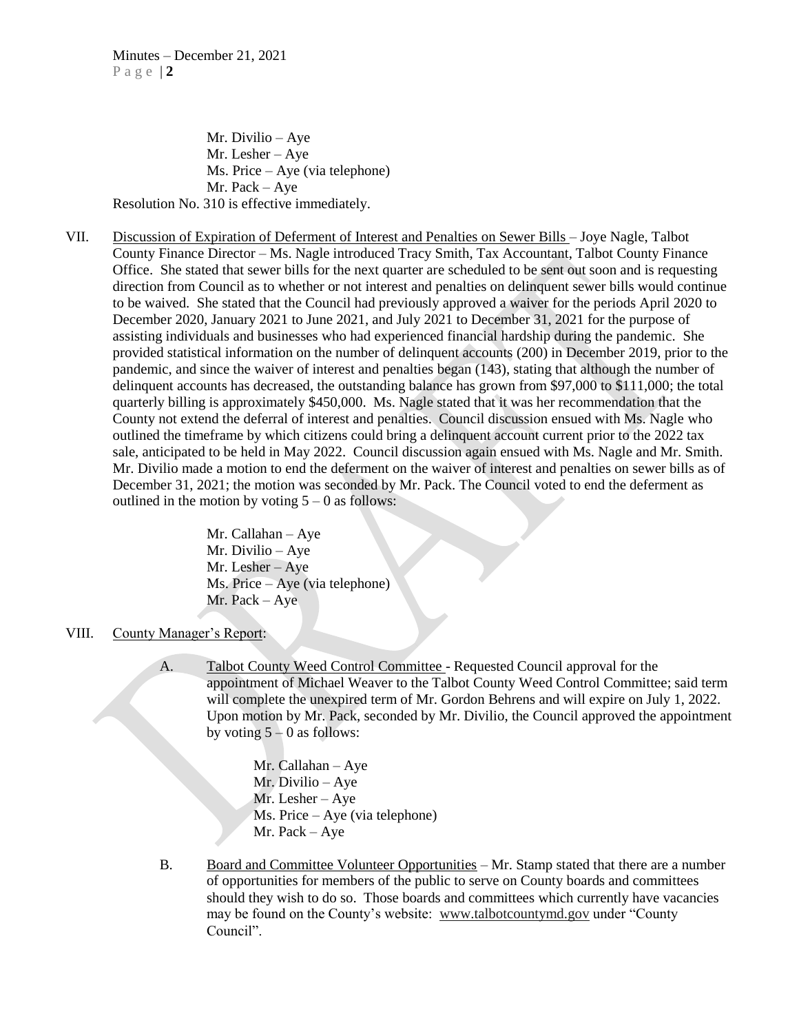Mr. Divilio – Aye
Mr. Lesher – Aye
Ms. Price – Aye (via telephone)
Mr. Pack – Aye

Resolution No. 310 is effective immediately.

VII. Discussion of Expiration of Deferment of Interest and Penalties on Sewer Bills – Joye Nagle, Talbot County Finance Director – Ms. Nagle introduced Tracy Smith, Tax Accountant, Talbot County Finance Office. She stated that sewer bills for the next quarter are scheduled to be sent out soon and is requesting direction from Council as to whether or not interest and penalties on delinquent sewer bills would continue to be waived. She stated that the Council had previously approved a waiver for the periods April 2020 to December 2020, January 2021 to June 2021, and July 2021 to December 31, 2021 for the purpose of assisting individuals and businesses who had experienced financial hardship during the pandemic. She provided statistical information on the number of delinquent accounts (200) in December 2019, prior to the pandemic, and since the waiver of interest and penalties began (143), stating that although the number of delinquent accounts has decreased, the outstanding balance has grown from $97,000 to $111,000; the total quarterly billing is approximately $450,000. Ms. Nagle stated that it was her recommendation that the County not extend the deferral of interest and penalties. Council discussion ensued with Ms. Nagle who outlined the timeframe by which citizens could bring a delinquent account current prior to the 2022 tax sale, anticipated to be held in May 2022. Council discussion again ensued with Ms. Nagle and Mr. Smith. Mr. Divilio made a motion to end the deferment on the waiver of interest and penalties on sewer bills as of December 31, 2021; the motion was seconded by Mr. Pack. The Council voted to end the deferment as outlined in the motion by voting 5 – 0 as follows:

Mr. Callahan – Aye
Mr. Divilio – Aye
Mr. Lesher – Aye
Ms. Price – Aye (via telephone)
Mr. Pack – Aye

VIII. County Manager's Report:

A. Talbot County Weed Control Committee - Requested Council approval for the appointment of Michael Weaver to the Talbot County Weed Control Committee; said term will complete the unexpired term of Mr. Gordon Behrens and will expire on July 1, 2022. Upon motion by Mr. Pack, seconded by Mr. Divilio, the Council approved the appointment by voting 5 – 0 as follows:

Mr. Callahan – Aye
Mr. Divilio – Aye
Mr. Lesher – Aye
Ms. Price – Aye (via telephone)
Mr. Pack – Aye

B. Board and Committee Volunteer Opportunities – Mr. Stamp stated that there are a number of opportunities for members of the public to serve on County boards and committees should they wish to do so. Those boards and committees which currently have vacancies may be found on the County's website: www.talbotcountymd.gov under "County Council".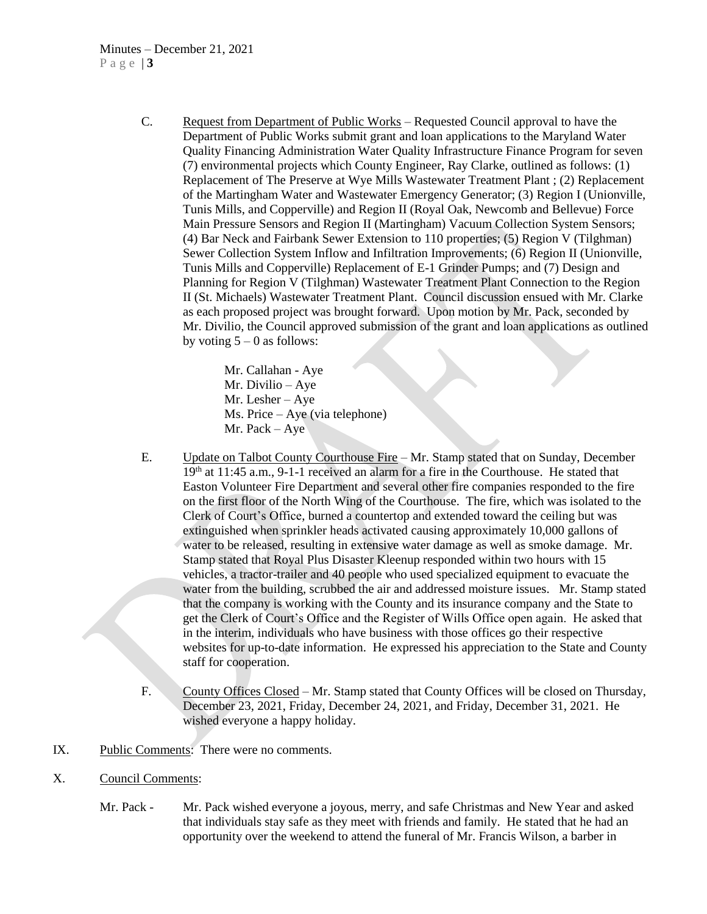C. Request from Department of Public Works – Requested Council approval to have the Department of Public Works submit grant and loan applications to the Maryland Water Quality Financing Administration Water Quality Infrastructure Finance Program for seven (7) environmental projects which County Engineer, Ray Clarke, outlined as follows: (1) Replacement of The Preserve at Wye Mills Wastewater Treatment Plant ; (2) Replacement of the Martingham Water and Wastewater Emergency Generator; (3) Region I (Unionville, Tunis Mills, and Copperville) and Region II (Royal Oak, Newcomb and Bellevue) Force Main Pressure Sensors and Region II (Martingham) Vacuum Collection System Sensors; (4) Bar Neck and Fairbank Sewer Extension to 110 properties; (5) Region V (Tilghman) Sewer Collection System Inflow and Infiltration Improvements; (6) Region II (Unionville, Tunis Mills and Copperville) Replacement of E-1 Grinder Pumps; and (7) Design and Planning for Region V (Tilghman) Wastewater Treatment Plant Connection to the Region II (St. Michaels) Wastewater Treatment Plant. Council discussion ensued with Mr. Clarke as each proposed project was brought forward. Upon motion by Mr. Pack, seconded by Mr. Divilio, the Council approved submission of the grant and loan applications as outlined by voting 5 – 0 as follows:

Mr. Callahan - Aye
Mr. Divilio – Aye
Mr. Lesher – Aye
Ms. Price – Aye (via telephone)
Mr. Pack – Aye

E. Update on Talbot County Courthouse Fire – Mr. Stamp stated that on Sunday, December 19th at 11:45 a.m., 9-1-1 received an alarm for a fire in the Courthouse. He stated that Easton Volunteer Fire Department and several other fire companies responded to the fire on the first floor of the North Wing of the Courthouse. The fire, which was isolated to the Clerk of Court's Office, burned a countertop and extended toward the ceiling but was extinguished when sprinkler heads activated causing approximately 10,000 gallons of water to be released, resulting in extensive water damage as well as smoke damage. Mr. Stamp stated that Royal Plus Disaster Kleenup responded within two hours with 15 vehicles, a tractor-trailer and 40 people who used specialized equipment to evacuate the water from the building, scrubbed the air and addressed moisture issues. Mr. Stamp stated that the company is working with the County and its insurance company and the State to get the Clerk of Court's Office and the Register of Wills Office open again. He asked that in the interim, individuals who have business with those offices go their respective websites for up-to-date information. He expressed his appreciation to the State and County staff for cooperation.

F. County Offices Closed – Mr. Stamp stated that County Offices will be closed on Thursday, December 23, 2021, Friday, December 24, 2021, and Friday, December 31, 2021. He wished everyone a happy holiday.

IX. Public Comments: There were no comments.

X. Council Comments:

Mr. Pack - Mr. Pack wished everyone a joyous, merry, and safe Christmas and New Year and asked that individuals stay safe as they meet with friends and family. He stated that he had an opportunity over the weekend to attend the funeral of Mr. Francis Wilson, a barber in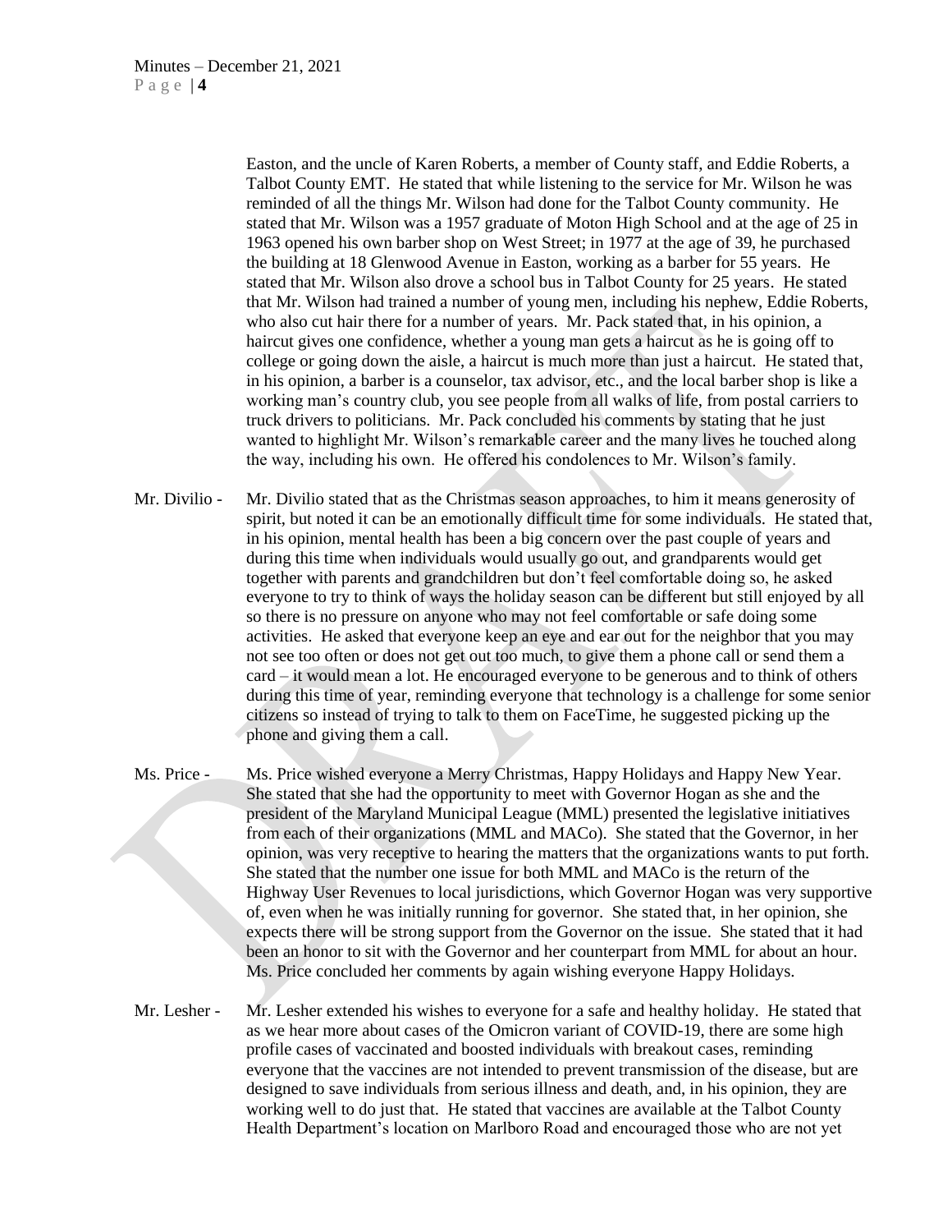Easton, and the uncle of Karen Roberts, a member of County staff, and Eddie Roberts, a Talbot County EMT. He stated that while listening to the service for Mr. Wilson he was reminded of all the things Mr. Wilson had done for the Talbot County community. He stated that Mr. Wilson was a 1957 graduate of Moton High School and at the age of 25 in 1963 opened his own barber shop on West Street; in 1977 at the age of 39, he purchased the building at 18 Glenwood Avenue in Easton, working as a barber for 55 years. He stated that Mr. Wilson also drove a school bus in Talbot County for 25 years. He stated that Mr. Wilson had trained a number of young men, including his nephew, Eddie Roberts, who also cut hair there for a number of years. Mr. Pack stated that, in his opinion, a haircut gives one confidence, whether a young man gets a haircut as he is going off to college or going down the aisle, a haircut is much more than just a haircut. He stated that, in his opinion, a barber is a counselor, tax advisor, etc., and the local barber shop is like a working man's country club, you see people from all walks of life, from postal carriers to truck drivers to politicians. Mr. Pack concluded his comments by stating that he just wanted to highlight Mr. Wilson's remarkable career and the many lives he touched along the way, including his own. He offered his condolences to Mr. Wilson's family.

Mr. Divilio - Mr. Divilio stated that as the Christmas season approaches, to him it means generosity of spirit, but noted it can be an emotionally difficult time for some individuals. He stated that, in his opinion, mental health has been a big concern over the past couple of years and during this time when individuals would usually go out, and grandparents would get together with parents and grandchildren but don't feel comfortable doing so, he asked everyone to try to think of ways the holiday season can be different but still enjoyed by all so there is no pressure on anyone who may not feel comfortable or safe doing some activities. He asked that everyone keep an eye and ear out for the neighbor that you may not see too often or does not get out too much, to give them a phone call or send them a card – it would mean a lot. He encouraged everyone to be generous and to think of others during this time of year, reminding everyone that technology is a challenge for some senior citizens so instead of trying to talk to them on FaceTime, he suggested picking up the phone and giving them a call.

Ms. Price - Ms. Price wished everyone a Merry Christmas, Happy Holidays and Happy New Year. She stated that she had the opportunity to meet with Governor Hogan as she and the president of the Maryland Municipal League (MML) presented the legislative initiatives from each of their organizations (MML and MACo). She stated that the Governor, in her opinion, was very receptive to hearing the matters that the organizations wants to put forth. She stated that the number one issue for both MML and MACo is the return of the Highway User Revenues to local jurisdictions, which Governor Hogan was very supportive of, even when he was initially running for governor. She stated that, in her opinion, she expects there will be strong support from the Governor on the issue. She stated that it had been an honor to sit with the Governor and her counterpart from MML for about an hour. Ms. Price concluded her comments by again wishing everyone Happy Holidays.

Mr. Lesher - Mr. Lesher extended his wishes to everyone for a safe and healthy holiday. He stated that as we hear more about cases of the Omicron variant of COVID-19, there are some high profile cases of vaccinated and boosted individuals with breakout cases, reminding everyone that the vaccines are not intended to prevent transmission of the disease, but are designed to save individuals from serious illness and death, and, in his opinion, they are working well to do just that. He stated that vaccines are available at the Talbot County Health Department's location on Marlboro Road and encouraged those who are not yet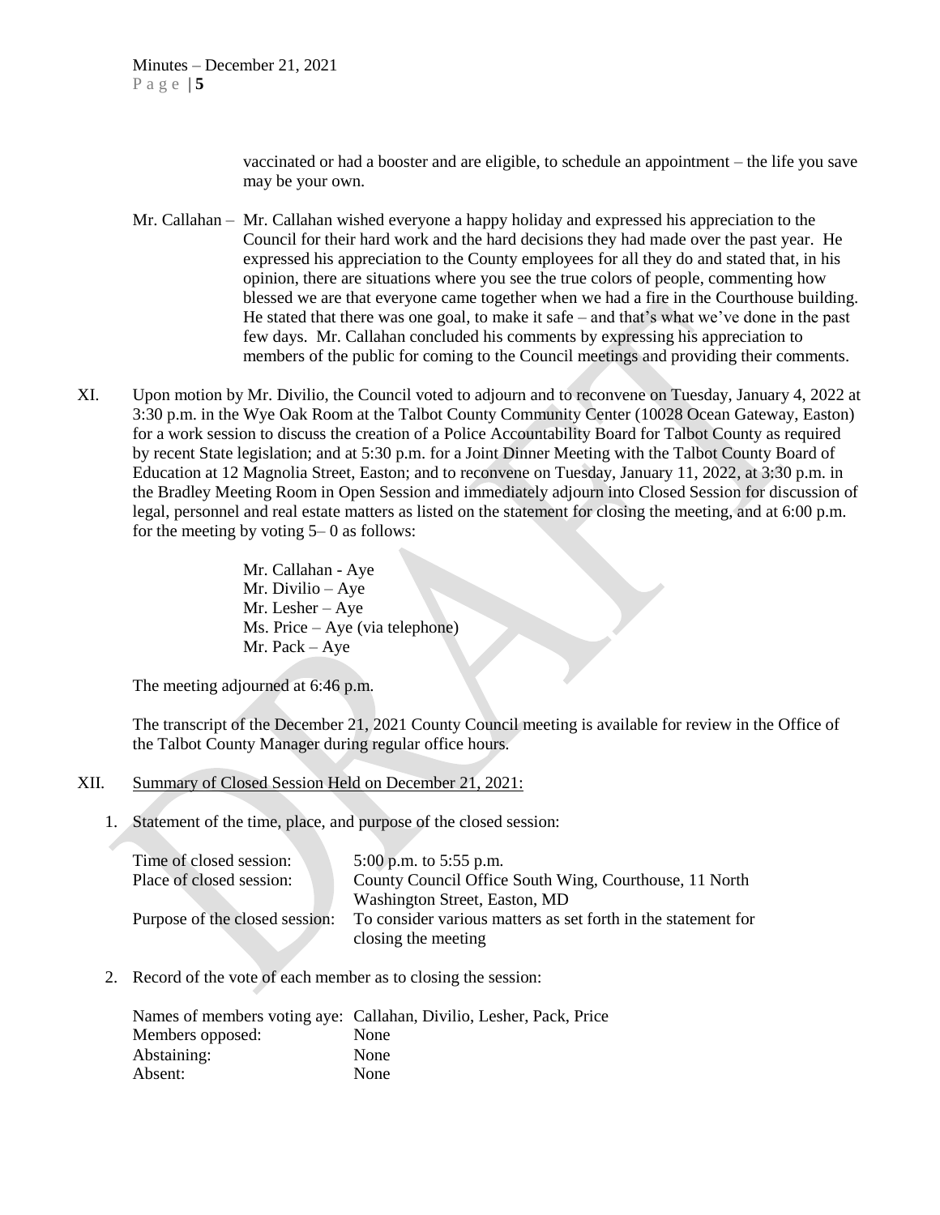vaccinated or had a booster and are eligible, to schedule an appointment – the life you save may be your own.

Mr. Callahan – Mr. Callahan wished everyone a happy holiday and expressed his appreciation to the Council for their hard work and the hard decisions they had made over the past year. He expressed his appreciation to the County employees for all they do and stated that, in his opinion, there are situations where you see the true colors of people, commenting how blessed we are that everyone came together when we had a fire in the Courthouse building. He stated that there was one goal, to make it safe – and that's what we've done in the past few days. Mr. Callahan concluded his comments by expressing his appreciation to members of the public for coming to the Council meetings and providing their comments.

XI. Upon motion by Mr. Divilio, the Council voted to adjourn and to reconvene on Tuesday, January 4, 2022 at 3:30 p.m. in the Wye Oak Room at the Talbot County Community Center (10028 Ocean Gateway, Easton) for a work session to discuss the creation of a Police Accountability Board for Talbot County as required by recent State legislation; and at 5:30 p.m. for a Joint Dinner Meeting with the Talbot County Board of Education at 12 Magnolia Street, Easton; and to reconvene on Tuesday, January 11, 2022, at 3:30 p.m. in the Bradley Meeting Room in Open Session and immediately adjourn into Closed Session for discussion of legal, personnel and real estate matters as listed on the statement for closing the meeting, and at 6:00 p.m. for the meeting by voting 5– 0 as follows:

Mr. Callahan - Aye
Mr. Divilio – Aye
Mr. Lesher – Aye
Ms. Price – Aye (via telephone)
Mr. Pack – Aye

The meeting adjourned at 6:46 p.m.

The transcript of the December 21, 2021 County Council meeting is available for review in the Office of the Talbot County Manager during regular office hours.

XII. Summary of Closed Session Held on December 21, 2021:

1. Statement of the time, place, and purpose of the closed session:

| | |
|---|---|
| Time of closed session: | 5:00 p.m. to 5:55 p.m. |
| Place of closed session: | County Council Office South Wing, Courthouse, 11 North Washington Street, Easton, MD |
| Purpose of the closed session: | To consider various matters as set forth in the statement for closing the meeting |

2. Record of the vote of each member as to closing the session:

| | |
|---|---|
| Names of members voting aye: | Callahan, Divilio, Lesher, Pack, Price |
| Members opposed: | None |
| Abstaining: | None |
| Absent: | None |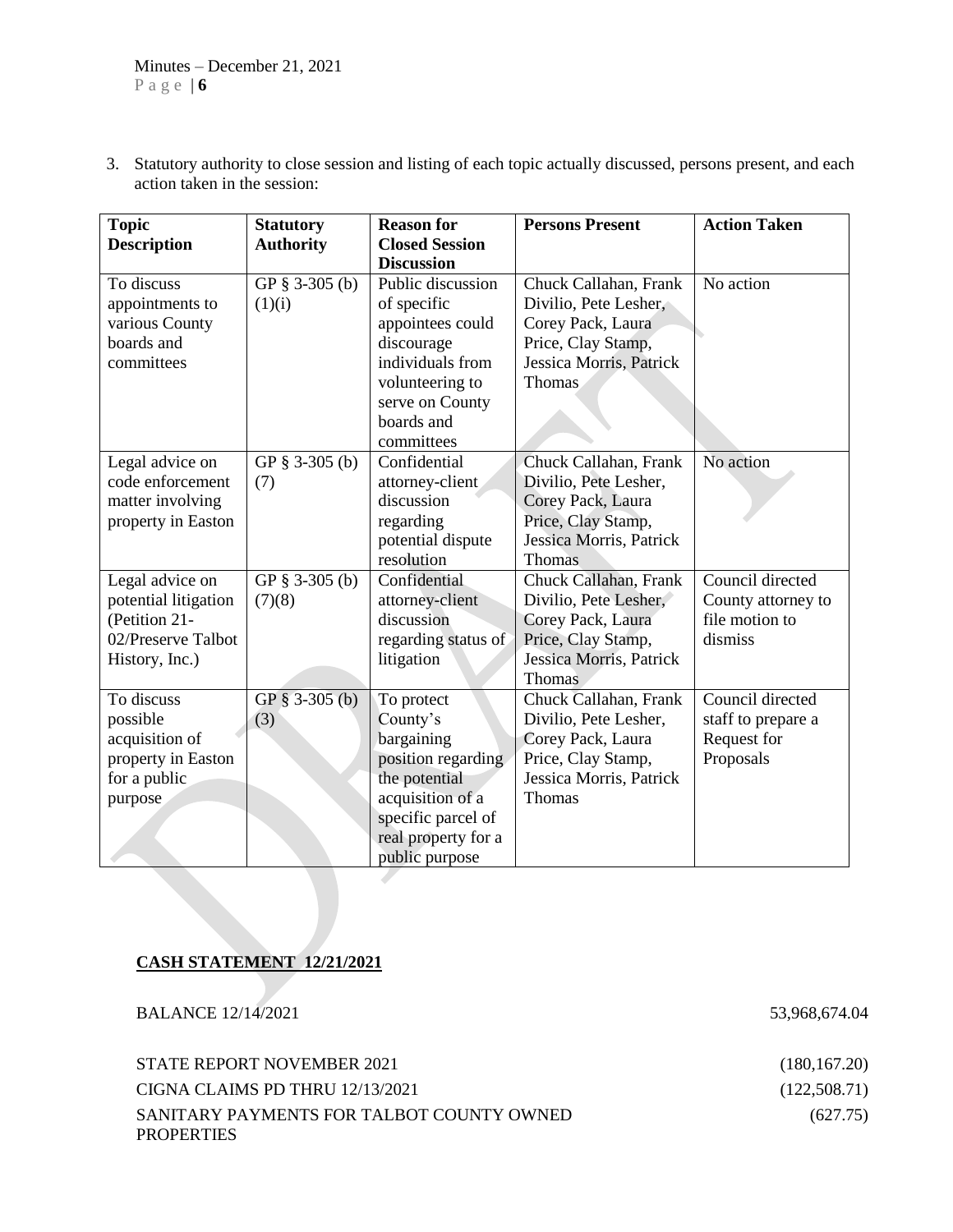3. Statutory authority to close session and listing of each topic actually discussed, persons present, and each action taken in the session:

| Topic Description | Statutory Authority | Reason for Closed Session Discussion | Persons Present | Action Taken |
|---|---|---|---|---|
| To discuss appointments to various County boards and committees | GP § 3-305 (b)(1)(i) | Public discussion of specific appointees could discourage individuals from volunteering to serve on County boards and committees | Chuck Callahan, Frank Divilio, Pete Lesher, Corey Pack, Laura Price, Clay Stamp, Jessica Morris, Patrick Thomas | No action |
| Legal advice on code enforcement matter involving property in Easton | GP § 3-305 (b)(7) | Confidential attorney-client discussion regarding potential dispute resolution | Chuck Callahan, Frank Divilio, Pete Lesher, Corey Pack, Laura Price, Clay Stamp, Jessica Morris, Patrick Thomas | No action |
| Legal advice on potential litigation (Petition 21-02/Preserve Talbot History, Inc.) | GP § 3-305 (b)(7)(8) | Confidential attorney-client discussion regarding status of litigation | Chuck Callahan, Frank Divilio, Pete Lesher, Corey Pack, Laura Price, Clay Stamp, Jessica Morris, Patrick Thomas | Council directed County attorney to file motion to dismiss |
| To discuss possible acquisition of property in Easton for a public purpose | GP § 3-305 (b)(3) | To protect County's bargaining position regarding the potential acquisition of a specific parcel of real property for a public purpose | Chuck Callahan, Frank Divilio, Pete Lesher, Corey Pack, Laura Price, Clay Stamp, Jessica Morris, Patrick Thomas | Council directed staff to prepare a Request for Proposals |

**CASH STATEMENT 12/21/2021**

| | |
|---|---|
| BALANCE 12/14/2021 | 53,968,674.04 |
| STATE REPORT NOVEMBER 2021 | (180,167.20) |
| CIGNA CLAIMS PD THRU 12/13/2021 | (122,508.71) |
| SANITARY PAYMENTS FOR TALBOT COUNTY OWNED PROPERTIES | (627.75) |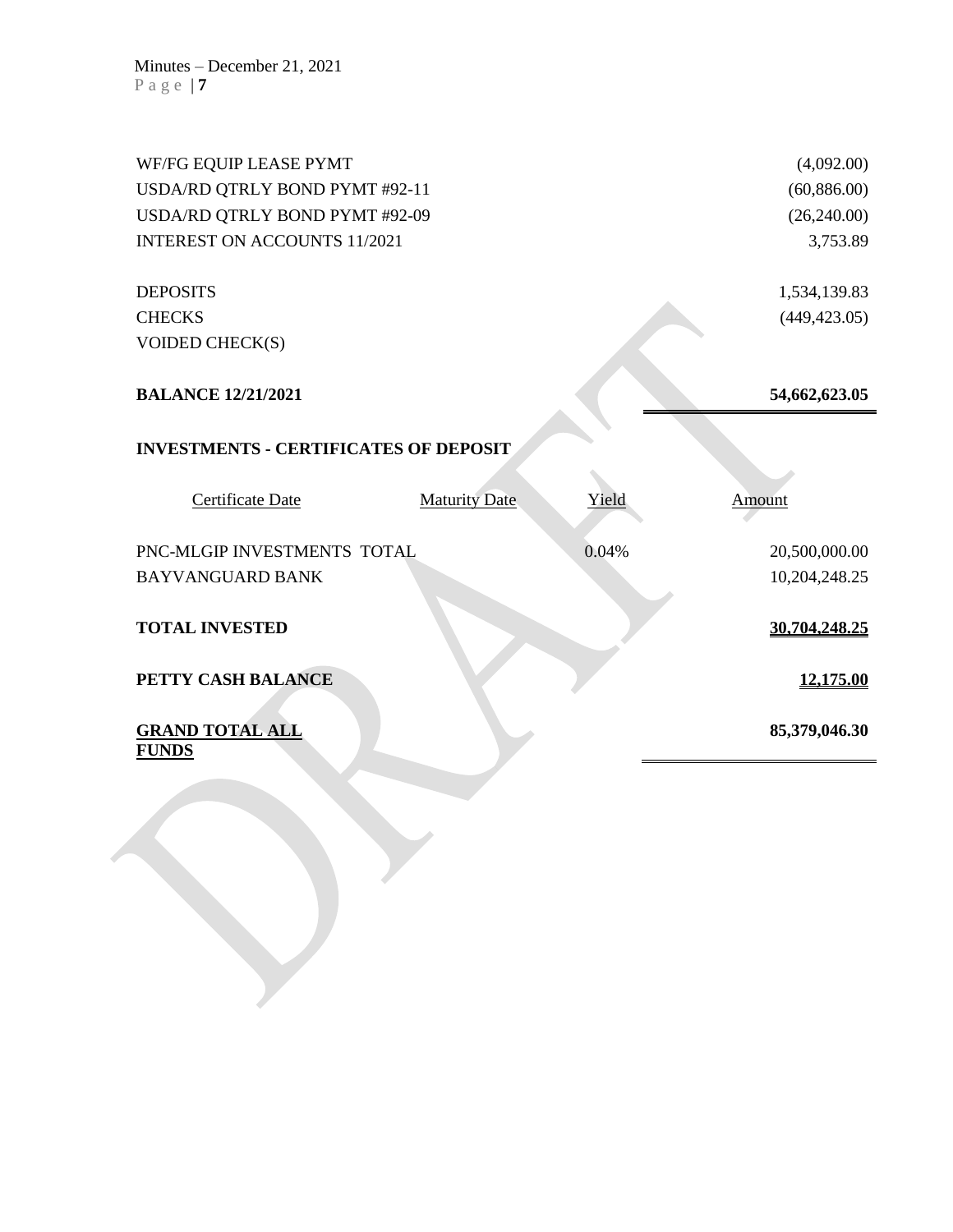| | |
|---|---|
| WF/FG EQUIP LEASE PYMT | (4,092.00) |
| USDA/RD QTRLY BOND PYMT #92-11 | (60,886.00) |
| USDA/RD QTRLY BOND PYMT #92-09 | (26,240.00) |
| INTEREST ON ACCOUNTS 11/2021 | 3,753.89 |
| DEPOSITS | 1,534,139.83 |
| CHECKS | (449,423.05) |
| VOIDED CHECK(S) | |
| **BALANCE 12/21/2021** | **54,662,623.05** |

**INVESTMENTS - CERTIFICATES OF DEPOSIT**

| Certificate Date | Maturity Date | Yield | Amount |
|---|---|---|---|
| PNC-MLGIP INVESTMENTS TOTAL | | 0.04% | 20,500,000.00 |
| BAYVANGUARD BANK | | | 10,204,248.25 |
| **TOTAL INVESTED** | | | **30,704,248.25** |
| **PETTY CASH BALANCE** | | | **12,175.00** |
| **GRAND TOTAL ALL FUNDS** | | | **85,379,046.30** |